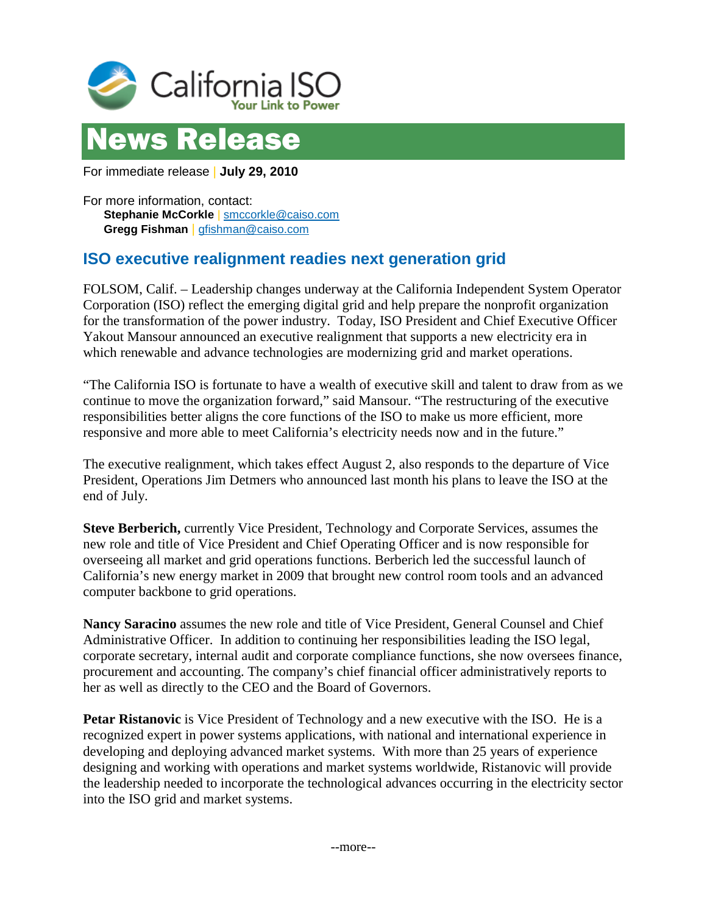California ISO
Your Link to Power

# News Release

For immediate release | **July 29, 2010**

For more information, contact:
**Stephanie McCorkle** | smccorkle@caiso.com
**Gregg Fishman** | gfishman@caiso.com

## ISO executive realignment readies next generation grid

FOLSOM, Calif. – Leadership changes underway at the California Independent System Operator Corporation (ISO) reflect the emerging digital grid and help prepare the nonprofit organization for the transformation of the power industry. Today, ISO President and Chief Executive Officer Yakout Mansour announced an executive realignment that supports a new electricity era in which renewable and advance technologies are modernizing grid and market operations.

"The California ISO is fortunate to have a wealth of executive skill and talent to draw from as we continue to move the organization forward," said Mansour. "The restructuring of the executive responsibilities better aligns the core functions of the ISO to make us more efficient, more responsive and more able to meet California's electricity needs now and in the future."

The executive realignment, which takes effect August 2, also responds to the departure of Vice President, Operations Jim Detmers who announced last month his plans to leave the ISO at the end of July.

**Steve Berberich,** currently Vice President, Technology and Corporate Services, assumes the new role and title of Vice President and Chief Operating Officer and is now responsible for overseeing all market and grid operations functions. Berberich led the successful launch of California's new energy market in 2009 that brought new control room tools and an advanced computer backbone to grid operations.

**Nancy Saracino** assumes the new role and title of Vice President, General Counsel and Chief Administrative Officer. In addition to continuing her responsibilities leading the ISO legal, corporate secretary, internal audit and corporate compliance functions, she now oversees finance, procurement and accounting. The company's chief financial officer administratively reports to her as well as directly to the CEO and the Board of Governors.

**Petar Ristanovic** is Vice President of Technology and a new executive with the ISO. He is a recognized expert in power systems applications, with national and international experience in developing and deploying advanced market systems. With more than 25 years of experience designing and working with operations and market systems worldwide, Ristanovic will provide the leadership needed to incorporate the technological advances occurring in the electricity sector into the ISO grid and market systems.

--more--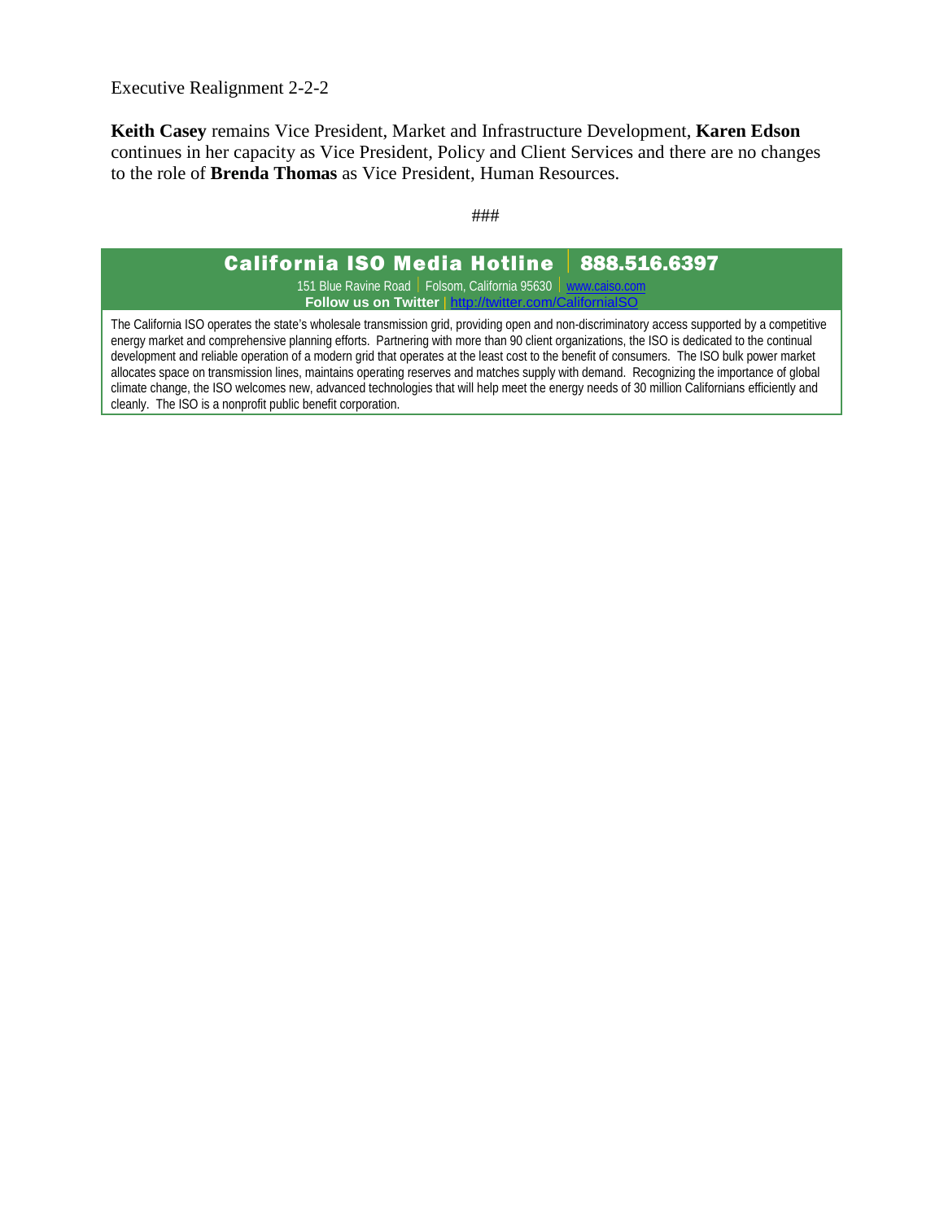Executive Realignment 2-2-2

**Keith Casey** remains Vice President, Market and Infrastructure Development, **Karen Edson** continues in her capacity as Vice President, Policy and Client Services and there are no changes to the role of **Brenda Thomas** as Vice President, Human Resources.

###

**California ISO Media Hotline | 888.516.6397**

151 Blue Ravine Road | Folsom, California 95630 | www.caiso.com

**Follow us on Twitter** | http://twitter.com/CalifornialSO

The California ISO operates the state's wholesale transmission grid, providing open and non-discriminatory access supported by a competitive energy market and comprehensive planning efforts. Partnering with more than 90 client organizations, the ISO is dedicated to the continual development and reliable operation of a modern grid that operates at the least cost to the benefit of consumers. The ISO bulk power market allocates space on transmission lines, maintains operating reserves and matches supply with demand. Recognizing the importance of global climate change, the ISO welcomes new, advanced technologies that will help meet the energy needs of 30 million Californians efficiently and cleanly. The ISO is a nonprofit public benefit corporation.